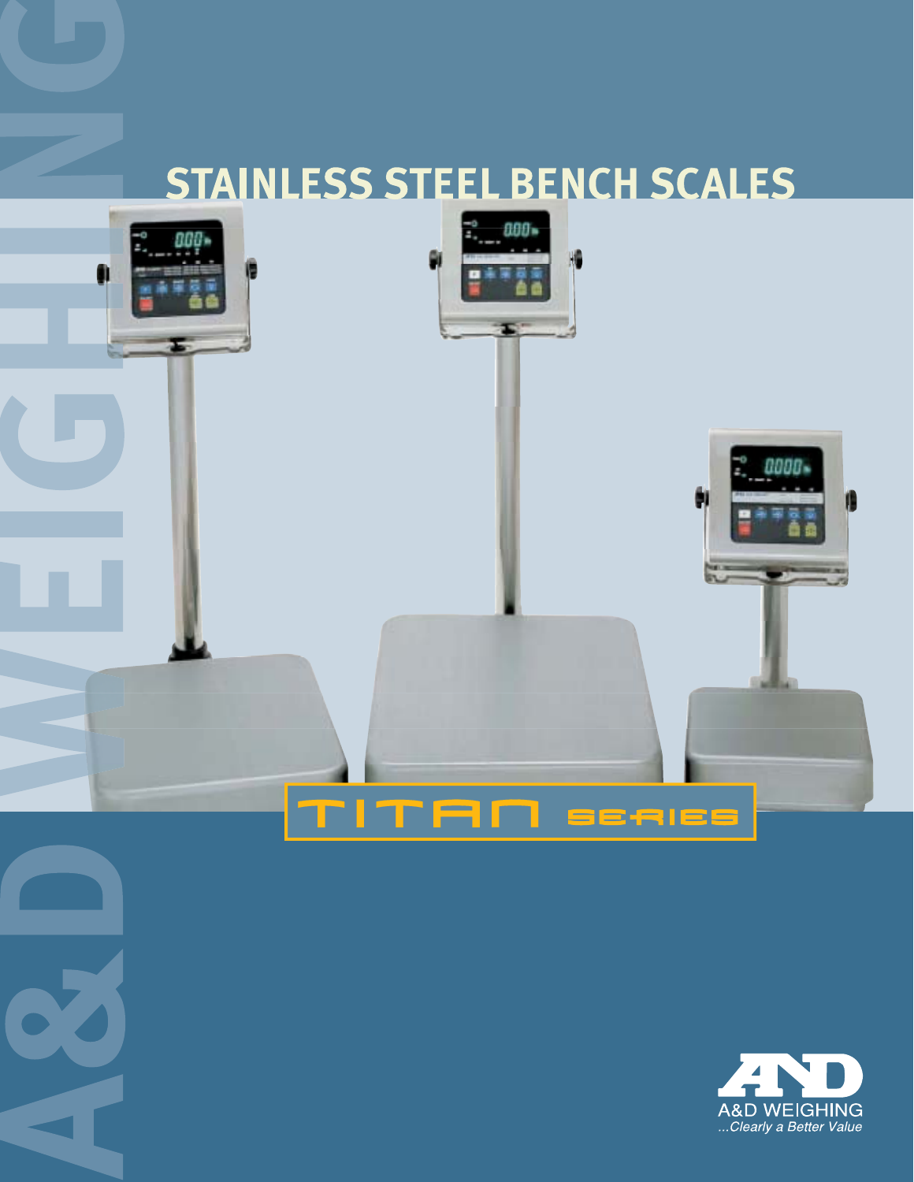# STAINLESS STEEL BENCH SCALES

A&D WEIGHING

## TITAN SERIES

A&D WEIGHING

*...Clearly a Better Value*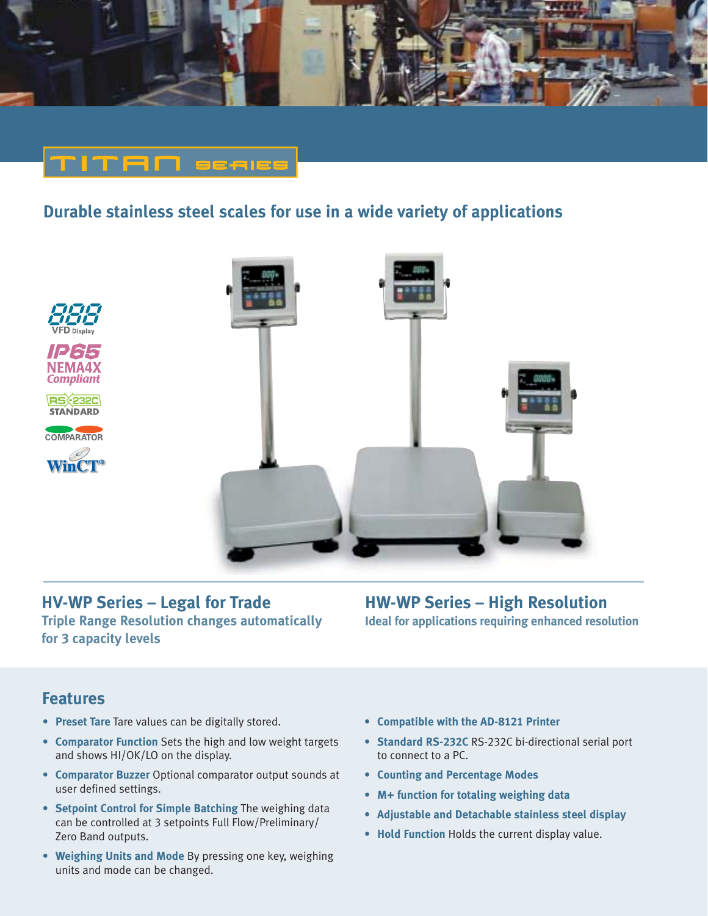# TITAN SERIES

## Durable stainless steel scales for use in a wide variety of applications

888 VFD Display

IP65 NEMA4X Compliant

RS-232C STANDARD

COMPARATOR

WinCT®

### HV-WP Series – Legal for Trade

**Triple Range Resolution changes automatically for 3 capacity levels**

### HW-WP Series – High Resolution

**Ideal for applications requiring enhanced resolution**

## Features

- **Preset Tare** Tare values can be digitally stored.
- **Comparator Function** Sets the high and low weight targets and shows HI/OK/LO on the display.
- **Comparator Buzzer** Optional comparator output sounds at user defined settings.
- **Setpoint Control for Simple Batching** The weighing data can be controlled at 3 setpoints Full Flow/Preliminary/Zero Band outputs.
- **Weighing Units and Mode** By pressing one key, weighing units and mode can be changed.
- **Compatible with the AD-8121 Printer**
- **Standard RS-232C** RS-232C bi-directional serial port to connect to a PC.
- **Counting and Percentage Modes**
- **M+ function for totaling weighing data**
- **Adjustable and Detachable stainless steel display**
- **Hold Function** Holds the current display value.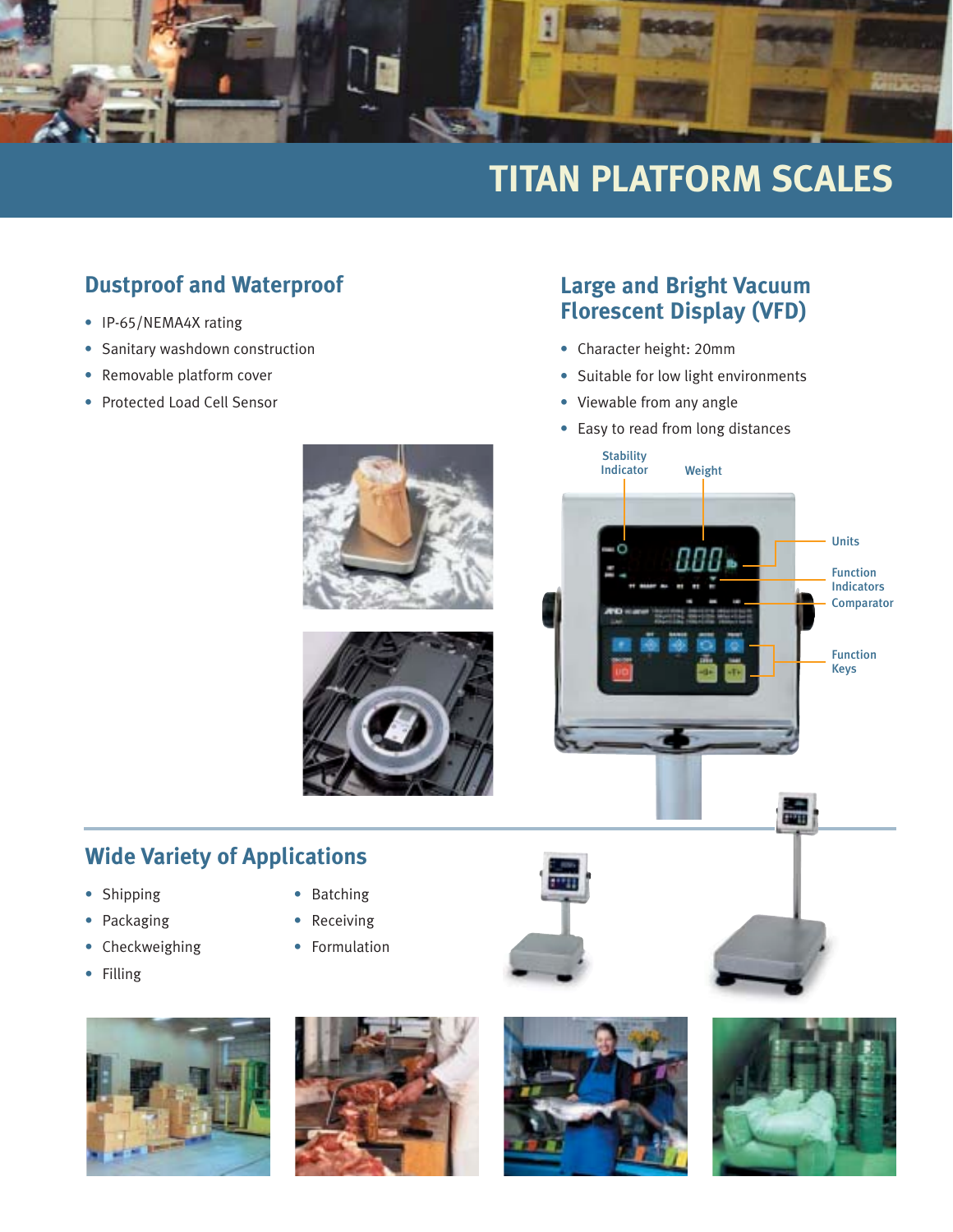# TITAN PLATFORM SCALES

## Dustproof and Waterproof

- IP-65/NEMA4X rating
- Sanitary washdown construction
- Removable platform cover
- Protected Load Cell Sensor

## Large and Bright Vacuum Florescent Display (VFD)

- Character height: 20mm
- Suitable for low light environments
- Viewable from any angle
- Easy to read from long distances

Stability Indicator

Weight

Units

Function Indicators

Comparator

Function Keys

## Wide Variety of Applications

- Shipping
- Packaging
- Checkweighing
- Filling
- Batching
- Receiving
- Formulation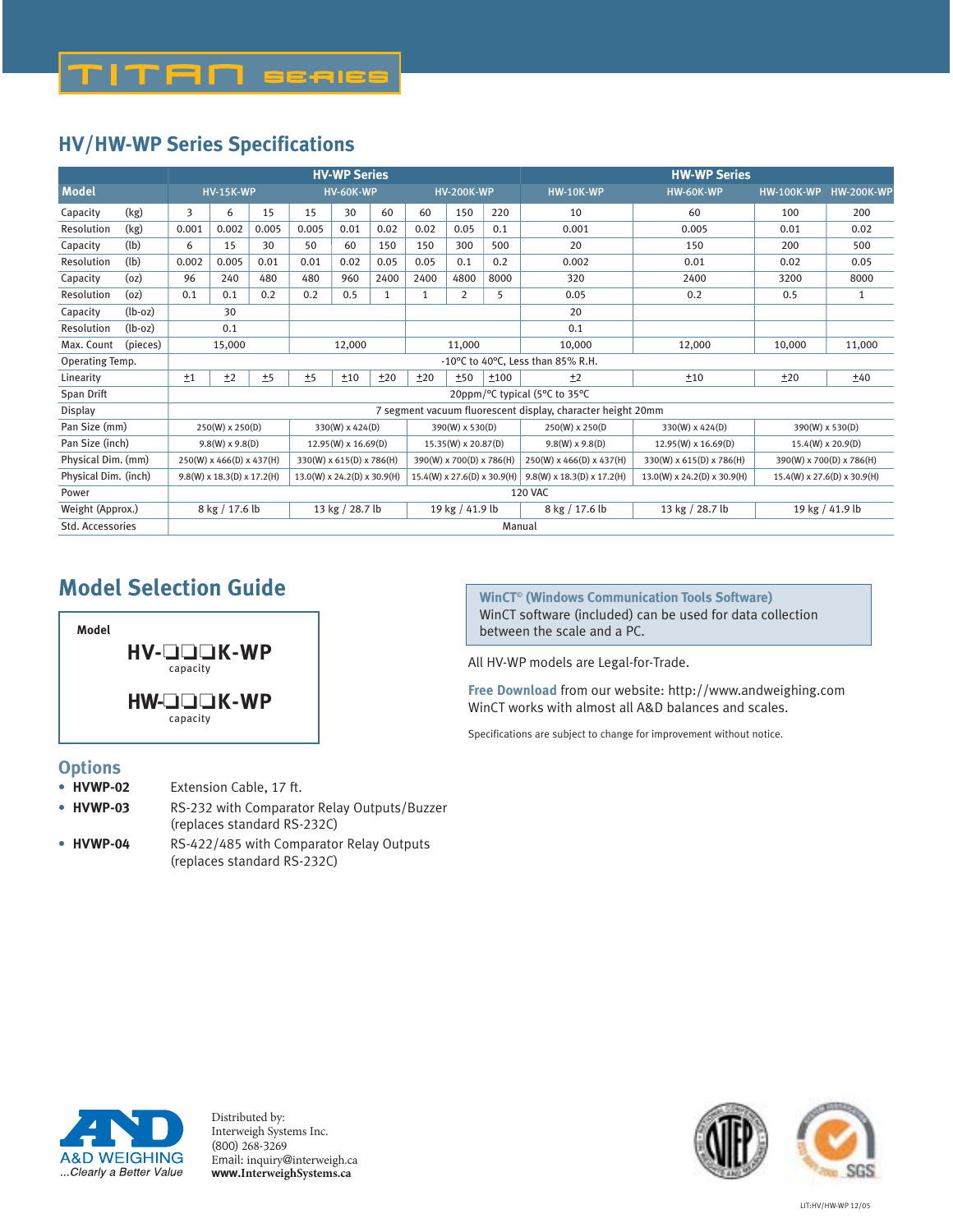## HV/HW-WP Series Specifications

| Model | | HV-WP Series | | | | | | | | | HW-WP Series | | | |
|---|---|---|---|---|---|---|---|---|---|---|---|---|---|---|
| | | HV-15K-WP | | | HV-60K-WP | | | HV-200K-WP | | | HW-10K-WP | HW-60K-WP | HW-100K-WP | HW-200K-WP |
| Capacity | (kg) | 3 | 6 | 15 | 15 | 30 | 60 | 60 | 150 | 220 | 10 | 60 | 100 | 200 |
| Resolution | (kg) | 0.001 | 0.002 | 0.005 | 0.005 | 0.01 | 0.02 | 0.02 | 0.05 | 0.1 | 0.001 | 0.005 | 0.01 | 0.02 |
| Capacity | (lb) | 6 | 15 | 30 | 50 | 60 | 150 | 150 | 300 | 500 | 20 | 150 | 200 | 500 |
| Resolution | (lb) | 0.002 | 0.005 | 0.01 | 0.01 | 0.02 | 0.05 | 0.05 | 0.1 | 0.2 | 0.002 | 0.01 | 0.02 | 0.05 |
| Capacity | (oz) | 96 | 240 | 480 | 480 | 960 | 2400 | 2400 | 4800 | 8000 | 320 | 2400 | 3200 | 8000 |
| Resolution | (oz) | 0.1 | 0.1 | 0.2 | 0.2 | 0.5 | 1 | 1 | 2 | 5 | 0.05 | 0.2 | 0.5 | 1 |
| Capacity | (lb-oz) | 30 | | | | | | | | | 20 | | | |
| Resolution | (lb-oz) | 0.1 | | | | | | | | | 0.1 | | | |
| Max. Count | (pieces) | 15,000 | | | 12,000 | | | 11,000 | | | 10,000 | 12,000 | 10,000 | 11,000 |
| Operating Temp. | | -10°C to 40°C, Less than 85% R.H. | | | | | | | | | | | | |
| Linearity | | ±1 | ±2 | ±5 | ±5 | ±10 | ±20 | ±20 | ±50 | ±100 | ±2 | ±10 | ±20 | ±40 |
| Span Drift | | 20ppm/°C typical (5°C to 35°C | | | | | | | | | | | | |
| Display | | 7 segment vacuum fluorescent display, character height 20mm | | | | | | | | | | | | |
| Pan Size (mm) | | 250(W) x 250(D) | | | 330(W) x 424(D) | | | 390(W) x 530(D) | | | 250(W) x 250(D | 330(W) x 424(D) | 390(W) x 530(D) | |
| Pan Size (inch) | | 9.8(W) x 9.8(D) | | | 12.95(W) x 16.69(D) | | | 15.35(W) x 20.87(D) | | | 9.8(W) x 9.8(D) | 12.95(W) x 16.69(D) | 15.4(W) x 20.9(D) | |
| Physical Dim. (mm) | | 250(W) x 466(D) x 437(H) | | | 330(W) x 615(D) x 786(H) | | | 390(W) x 700(D) x 786(H) | | | 250(W) x 466(D) x 437(H) | 330(W) x 615(D) x 786(H) | 390(W) x 700(D) x 786(H) | |
| Physical Dim. (inch) | | 9.8(W) x 18.3(D) x 17.2(H) | | | 13.0(W) x 24.2(D) x 30.9(H) | | | 15.4(W) x 27.6(D) x 30.9(H) | | | 9.8(W) x 18.3(D) x 17.2(H) | 13.0(W) x 24.2(D) x 30.9(H) | 15.4(W) x 27.6(D) x 30.9(H) | |
| Power | | 120 VAC | | | | | | | | | | | | |
| Weight (Approx.) | | 8 kg / 17.6 lb | | | 13 kg / 28.7 lb | | | 19 kg / 41.9 lb | | | 8 kg / 17.6 lb | 13 kg / 28.7 lb | 19 kg / 41.9 lb | |
| Std. Accessories | | Manual | | | | | | | | | | | | |

## Model Selection Guide

**Model**

**HV-❑❑❑K-WP**
capacity

**HW-❑❑❑K-WP**
capacity

## Options

- **HVWP-02** Extension Cable, 17 ft.
- **HVWP-03** RS-232 with Comparator Relay Outputs/Buzzer (replaces standard RS-232C)
- **HVWP-04** RS-422/485 with Comparator Relay Outputs (replaces standard RS-232C)

**WinCT© (Windows Communication Tools Software)**
WinCT software (included) can be used for data collection between the scale and a PC.

All HV-WP models are Legal-for-Trade.

**Free Download** from our website: http://www.andweighing.com
WinCT works with almost all A&D balances and scales.

Specifications are subject to change for improvement without notice.

A&D WEIGHING
...Clearly a Better Value

Distributed by:
Interweigh Systems Inc.
(800) 268-3269
Email: inquiry@interweigh.ca
**www.InterweighSystems.ca**

LIT:HV/HW-WP 12/05